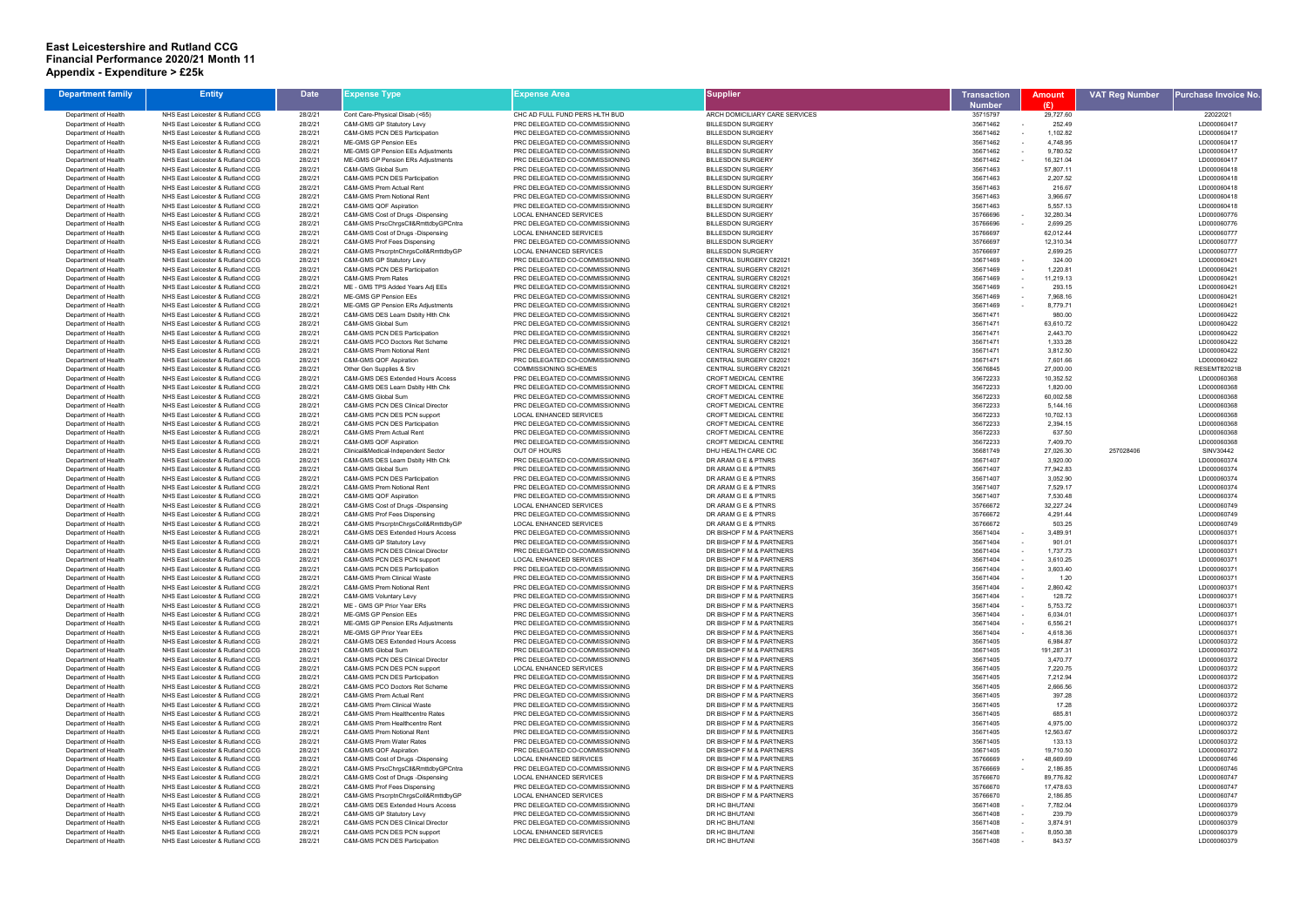# East Leicestershire and Rutland CCG
## Financial Performance 2020/21 Month 11
## Appendix - Expenditure > £25k

| Department family | Entity | Date | Expense Type | Expense Area | Supplier | Transaction Number | Amount (£) | VAT Reg Number | Purchase Invoice No. |
|---|---|---|---|---|---|---|---|---|---|
| Department of Health | NHS East Leicester & Rutland CCG | 28/2/21 | Cont Care-Physical Disab (<65) | CHC AD FULL FUND PERS HLTH BUD | ARCH DOMICILIARY CARE SERVICES | 35715797 | 29,727.60 | | 22022021 |
| Department of Health | NHS East Leicester & Rutland CCG | 28/2/21 | C&M-GMS GP Statutory Levy | PRC DELEGATED CO-COMMISSIONING | BILLESDON SURGERY | 35671462 | - 252.49 | | LD000060417 |
| Department of Health | NHS East Leicester & Rutland CCG | 28/2/21 | C&M-GMS PCN DES Participation | PRC DELEGATED CO-COMMISSIONING | BILLESDON SURGERY | 35671462 | - 1,102.82 | | LD000060417 |
| Department of Health | NHS East Leicester & Rutland CCG | 28/2/21 | ME-GMS GP Pension EEs | PRC DELEGATED CO-COMMISSIONING | BILLESDON SURGERY | 35671462 | - 4,748.95 | | LD000060417 |
| Department of Health | NHS East Leicester & Rutland CCG | 28/2/21 | ME-GMS GP Pension EEs Adjustments | PRC DELEGATED CO-COMMISSIONING | BILLESDON SURGERY | 35671462 | - 9,780.52 | | LD000060417 |
| Department of Health | NHS East Leicester & Rutland CCG | 28/2/21 | ME-GMS GP Pension ERs Adjustments | PRC DELEGATED CO-COMMISSIONING | BILLESDON SURGERY | 35671462 | - 16,321.04 | | LD000060417 |
| Department of Health | NHS East Leicester & Rutland CCG | 28/2/21 | C&M-GMS Global Sum | PRC DELEGATED CO-COMMISSIONING | BILLESDON SURGERY | 35671463 | 57,807.11 | | LD000060418 |
| Department of Health | NHS East Leicester & Rutland CCG | 28/2/21 | C&M-GMS PCN DES Participation | PRC DELEGATED CO-COMMISSIONING | BILLESDON SURGERY | 35671463 | 2,207.52 | | LD000060418 |
| Department of Health | NHS East Leicester & Rutland CCG | 28/2/21 | C&M-GMS Prem Actual Rent | PRC DELEGATED CO-COMMISSIONING | BILLESDON SURGERY | 35671463 | 216.67 | | LD000060418 |
| Department of Health | NHS East Leicester & Rutland CCG | 28/2/21 | C&M-GMS Prem Notional Rent | PRC DELEGATED CO-COMMISSIONING | BILLESDON SURGERY | 35671463 | 3,966.67 | | LD000060418 |
| Department of Health | NHS East Leicester & Rutland CCG | 28/2/21 | C&M-GMS QOF Aspiration | PRC DELEGATED CO-COMMISSIONING | BILLESDON SURGERY | 35671463 | 5,557.13 | | LD000060418 |
| Department of Health | NHS East Leicester & Rutland CCG | 28/2/21 | C&M-GMS Cost of Drugs -Dispensing | LOCAL ENHANCED SERVICES | BILLESDON SURGERY | 35766696 | - 32,280.34 | | LD000060776 |
| Department of Health | NHS East Leicester & Rutland CCG | 28/2/21 | C&M-GMS PrscChrgsCll&RmttdbyGPCntra | PRC DELEGATED CO-COMMISSIONING | BILLESDON SURGERY | 35766696 | - 2,699.25 | | LD000060776 |
| Department of Health | NHS East Leicester & Rutland CCG | 28/2/21 | C&M-GMS Cost of Drugs -Dispensing | LOCAL ENHANCED SERVICES | BILLESDON SURGERY | 35766697 | 62,012.44 | | LD000060777 |
| Department of Health | NHS East Leicester & Rutland CCG | 28/2/21 | C&M-GMS Prof Fees Dispensing | PRC DELEGATED CO-COMMISSIONING | BILLESDON SURGERY | 35766697 | 12,310.34 | | LD000060777 |
| Department of Health | NHS East Leicester & Rutland CCG | 28/2/21 | C&M-GMS PrscrptnChrgsColl&RmttdbyGP | LOCAL ENHANCED SERVICES | BILLESDON SURGERY | 35766697 | 2,699.25 | | LD000060777 |
| Department of Health | NHS East Leicester & Rutland CCG | 28/2/21 | C&M-GMS GP Statutory Levy | PRC DELEGATED CO-COMMISSIONING | CENTRAL SURGERY C82021 | 35671469 | - 324.00 | | LD000060421 |
| Department of Health | NHS East Leicester & Rutland CCG | 28/2/21 | C&M-GMS PCN DES Participation | PRC DELEGATED CO-COMMISSIONING | CENTRAL SURGERY C82021 | 35671469 | - 1,220.81 | | LD000060421 |
| Department of Health | NHS East Leicester & Rutland CCG | 28/2/21 | C&M-GMS Prem Rates | PRC DELEGATED CO-COMMISSIONING | CENTRAL SURGERY C82021 | 35671469 | - 11,219.13 | | LD000060421 |
| Department of Health | NHS East Leicester & Rutland CCG | 28/2/21 | ME - GMS TPS Added Years Adj EEs | PRC DELEGATED CO-COMMISSIONING | CENTRAL SURGERY C82021 | 35671469 | - 293.15 | | LD000060421 |
| Department of Health | NHS East Leicester & Rutland CCG | 28/2/21 | ME-GMS GP Pension EEs | PRC DELEGATED CO-COMMISSIONING | CENTRAL SURGERY C82021 | 35671469 | - 7,968.16 | | LD000060421 |
| Department of Health | NHS East Leicester & Rutland CCG | 28/2/21 | ME-GMS GP Pension ERs Adjustments | PRC DELEGATED CO-COMMISSIONING | CENTRAL SURGERY C82021 | 35671469 | - 8,779.71 | | LD000060421 |
| Department of Health | NHS East Leicester & Rutland CCG | 28/2/21 | C&M-GMS DES Learn Dsblty Hlth Chk | PRC DELEGATED CO-COMMISSIONING | CENTRAL SURGERY C82021 | 35671471 | 980.00 | | LD000060422 |
| Department of Health | NHS East Leicester & Rutland CCG | 28/2/21 | C&M-GMS Global Sum | PRC DELEGATED CO-COMMISSIONING | CENTRAL SURGERY C82021 | 35671471 | 63,610.72 | | LD000060422 |
| Department of Health | NHS East Leicester & Rutland CCG | 28/2/21 | C&M-GMS PCN DES Participation | PRC DELEGATED CO-COMMISSIONING | CENTRAL SURGERY C82021 | 35671471 | 2,443.70 | | LD000060422 |
| Department of Health | NHS East Leicester & Rutland CCG | 28/2/21 | C&M-GMS PCO Doctors Ret Scheme | PRC DELEGATED CO-COMMISSIONING | CENTRAL SURGERY C82021 | 35671471 | 1,333.28 | | LD000060422 |
| Department of Health | NHS East Leicester & Rutland CCG | 28/2/21 | C&M-GMS Prem Notional Rent | PRC DELEGATED CO-COMMISSIONING | CENTRAL SURGERY C82021 | 35671471 | 3,812.50 | | LD000060422 |
| Department of Health | NHS East Leicester & Rutland CCG | 28/2/21 | C&M-GMS QOF Aspiration | PRC DELEGATED CO-COMMISSIONING | CENTRAL SURGERY C82021 | 35671471 | 7,601.66 | | LD000060422 |
| Department of Health | NHS East Leicester & Rutland CCG | 28/2/21 | Other Gen Supplies & Srv | COMMISSIONING SCHEMES | CENTRAL SURGERY C82021 | 35676845 | 27,000.00 | | RESEMT82021B |
| Department of Health | NHS East Leicester & Rutland CCG | 28/2/21 | C&M-GMS DES Extended Hours Access | PRC DELEGATED CO-COMMISSIONING | CROFT MEDICAL CENTRE | 35672233 | 10,352.52 | | LD000060368 |
| Department of Health | NHS East Leicester & Rutland CCG | 28/2/21 | C&M-GMS DES Learn Dsblty Hlth Chk | PRC DELEGATED CO-COMMISSIONING | CROFT MEDICAL CENTRE | 35672233 | 1,820.00 | | LD000060368 |
| Department of Health | NHS East Leicester & Rutland CCG | 28/2/21 | C&M-GMS Global Sum | PRC DELEGATED CO-COMMISSIONING | CROFT MEDICAL CENTRE | 35672233 | 60,002.58 | | LD000060368 |
| Department of Health | NHS East Leicester & Rutland CCG | 28/2/21 | C&M-GMS PCN DES Clinical Director | PRC DELEGATED CO-COMMISSIONING | CROFT MEDICAL CENTRE | 35672233 | 5,144.16 | | LD000060368 |
| Department of Health | NHS East Leicester & Rutland CCG | 28/2/21 | C&M-GMS PCN DES PCN support | LOCAL ENHANCED SERVICES | CROFT MEDICAL CENTRE | 35672233 | 10,702.13 | | LD000060368 |
| Department of Health | NHS East Leicester & Rutland CCG | 28/2/21 | C&M-GMS PCN DES Participation | PRC DELEGATED CO-COMMISSIONING | CROFT MEDICAL CENTRE | 35672233 | 2,394.15 | | LD000060368 |
| Department of Health | NHS East Leicester & Rutland CCG | 28/2/21 | C&M-GMS Prem Actual Rent | PRC DELEGATED CO-COMMISSIONING | CROFT MEDICAL CENTRE | 35672233 | 637.50 | | LD000060368 |
| Department of Health | NHS East Leicester & Rutland CCG | 28/2/21 | C&M-GMS QOF Aspiration | PRC DELEGATED CO-COMMISSIONING | CROFT MEDICAL CENTRE | 35672233 | 7,409.70 | | LD000060368 |
| Department of Health | NHS East Leicester & Rutland CCG | 28/2/21 | Clinical&Medical-Independent Sector | OUT OF HOURS | DHU HEALTH CARE CIC | 35681749 | 27,026.30 | 257028406 | SINV30442 |
| Department of Health | NHS East Leicester & Rutland CCG | 28/2/21 | C&M-GMS DES Learn Dsblty Hlth Chk | PRC DELEGATED CO-COMMISSIONING | DR ARAM G E & PTNRS | 35671407 | 3,920.00 | | LD000060374 |
| Department of Health | NHS East Leicester & Rutland CCG | 28/2/21 | C&M-GMS Global Sum | PRC DELEGATED CO-COMMISSIONING | DR ARAM G E & PTNRS | 35671407 | 77,942.83 | | LD000060374 |
| Department of Health | NHS East Leicester & Rutland CCG | 28/2/21 | C&M-GMS PCN DES Participation | PRC DELEGATED CO-COMMISSIONING | DR ARAM G E & PTNRS | 35671407 | 3,052.90 | | LD000060374 |
| Department of Health | NHS East Leicester & Rutland CCG | 28/2/21 | C&M-GMS Prem Notional Rent | PRC DELEGATED CO-COMMISSIONING | DR ARAM G E & PTNRS | 35671407 | 7,529.17 | | LD000060374 |
| Department of Health | NHS East Leicester & Rutland CCG | 28/2/21 | C&M-GMS QOF Aspiration | PRC DELEGATED CO-COMMISSIONING | DR ARAM G E & PTNRS | 35671407 | 7,530.48 | | LD000060374 |
| Department of Health | NHS East Leicester & Rutland CCG | 28/2/21 | C&M-GMS Cost of Drugs -Dispensing | LOCAL ENHANCED SERVICES | DR ARAM G E & PTNRS | 35766672 | 32,227.24 | | LD000060749 |
| Department of Health | NHS East Leicester & Rutland CCG | 28/2/21 | C&M-GMS Prof Fees Dispensing | PRC DELEGATED CO-COMMISSIONING | DR ARAM G E & PTNRS | 35766672 | 4,291.44 | | LD000060749 |
| Department of Health | NHS East Leicester & Rutland CCG | 28/2/21 | C&M-GMS PrscrptnChrgsColl&RmttdbyGP | LOCAL ENHANCED SERVICES | DR ARAM G E & PTNRS | 35766672 | 503.25 | | LD000060749 |
| Department of Health | NHS East Leicester & Rutland CCG | 28/2/21 | C&M-GMS DES Extended Hours Access | PRC DELEGATED CO-COMMISSIONING | DR BISHOP F M & PARTNERS | 35671404 | - 3,489.91 | | LD000060371 |
| Department of Health | NHS East Leicester & Rutland CCG | 28/2/21 | C&M-GMS GP Statutory Levy | PRC DELEGATED CO-COMMISSIONING | DR BISHOP F M & PARTNERS | 35671404 | - 901.01 | | LD000060371 |
| Department of Health | NHS East Leicester & Rutland CCG | 28/2/21 | C&M-GMS PCN DES Clinical Director | PRC DELEGATED CO-COMMISSIONING | DR BISHOP F M & PARTNERS | 35671404 | - 1,737.73 | | LD000060371 |
| Department of Health | NHS East Leicester & Rutland CCG | 28/2/21 | C&M-GMS PCN DES PCN support | LOCAL ENHANCED SERVICES | DR BISHOP F M & PARTNERS | 35671404 | - 3,610.25 | | LD000060371 |
| Department of Health | NHS East Leicester & Rutland CCG | 28/2/21 | C&M-GMS PCN DES Participation | PRC DELEGATED CO-COMMISSIONING | DR BISHOP F M & PARTNERS | 35671404 | - 3,603.40 | | LD000060371 |
| Department of Health | NHS East Leicester & Rutland CCG | 28/2/21 | C&M-GMS Prem Clinical Waste | PRC DELEGATED CO-COMMISSIONING | DR BISHOP F M & PARTNERS | 35671404 | - 1.20 | | LD000060371 |
| Department of Health | NHS East Leicester & Rutland CCG | 28/2/21 | C&M-GMS Prem Notional Rent | PRC DELEGATED CO-COMMISSIONING | DR BISHOP F M & PARTNERS | 35671404 | - 2,860.42 | | LD000060371 |
| Department of Health | NHS East Leicester & Rutland CCG | 28/2/21 | C&M-GMS Voluntary Levy | PRC DELEGATED CO-COMMISSIONING | DR BISHOP F M & PARTNERS | 35671404 | - 128.72 | | LD000060371 |
| Department of Health | NHS East Leicester & Rutland CCG | 28/2/21 | ME - GMS GP Prior Year ERs | PRC DELEGATED CO-COMMISSIONING | DR BISHOP F M & PARTNERS | 35671404 | - 5,753.72 | | LD000060371 |
| Department of Health | NHS East Leicester & Rutland CCG | 28/2/21 | ME-GMS GP Pension EEs | PRC DELEGATED CO-COMMISSIONING | DR BISHOP F M & PARTNERS | 35671404 | - 6,034.01 | | LD000060371 |
| Department of Health | NHS East Leicester & Rutland CCG | 28/2/21 | ME-GMS GP Pension ERs Adjustments | PRC DELEGATED CO-COMMISSIONING | DR BISHOP F M & PARTNERS | 35671404 | - 6,556.21 | | LD000060371 |
| Department of Health | NHS East Leicester & Rutland CCG | 28/2/21 | ME-GMS GP Prior Year EEs | PRC DELEGATED CO-COMMISSIONING | DR BISHOP F M & PARTNERS | 35671404 | - 4,618.36 | | LD000060371 |
| Department of Health | NHS East Leicester & Rutland CCG | 28/2/21 | C&M-GMS DES Extended Hours Access | PRC DELEGATED CO-COMMISSIONING | DR BISHOP F M & PARTNERS | 35671405 | 6,984.87 | | LD000060372 |
| Department of Health | NHS East Leicester & Rutland CCG | 28/2/21 | C&M-GMS Global Sum | PRC DELEGATED CO-COMMISSIONING | DR BISHOP F M & PARTNERS | 35671405 | 191,287.31 | | LD000060372 |
| Department of Health | NHS East Leicester & Rutland CCG | 28/2/21 | C&M-GMS PCN DES Clinical Director | PRC DELEGATED CO-COMMISSIONING | DR BISHOP F M & PARTNERS | 35671405 | 3,470.77 | | LD000060372 |
| Department of Health | NHS East Leicester & Rutland CCG | 28/2/21 | C&M-GMS PCN DES PCN support | LOCAL ENHANCED SERVICES | DR BISHOP F M & PARTNERS | 35671405 | 7,220.75 | | LD000060372 |
| Department of Health | NHS East Leicester & Rutland CCG | 28/2/21 | C&M-GMS PCN DES Participation | PRC DELEGATED CO-COMMISSIONING | DR BISHOP F M & PARTNERS | 35671405 | 7,212.94 | | LD000060372 |
| Department of Health | NHS East Leicester & Rutland CCG | 28/2/21 | C&M-GMS PCO Doctors Ret Scheme | PRC DELEGATED CO-COMMISSIONING | DR BISHOP F M & PARTNERS | 35671405 | 2,666.56 | | LD000060372 |
| Department of Health | NHS East Leicester & Rutland CCG | 28/2/21 | C&M-GMS Prem Actual Rent | PRC DELEGATED CO-COMMISSIONING | DR BISHOP F M & PARTNERS | 35671405 | 397.28 | | LD000060372 |
| Department of Health | NHS East Leicester & Rutland CCG | 28/2/21 | C&M-GMS Prem Clinical Waste | PRC DELEGATED CO-COMMISSIONING | DR BISHOP F M & PARTNERS | 35671405 | 17.28 | | LD000060372 |
| Department of Health | NHS East Leicester & Rutland CCG | 28/2/21 | C&M-GMS Prem Healthcentre Rates | PRC DELEGATED CO-COMMISSIONING | DR BISHOP F M & PARTNERS | 35671405 | 685.81 | | LD000060372 |
| Department of Health | NHS East Leicester & Rutland CCG | 28/2/21 | C&M-GMS Prem Healthcentre Rent | PRC DELEGATED CO-COMMISSIONING | DR BISHOP F M & PARTNERS | 35671405 | 4,975.00 | | LD000060372 |
| Department of Health | NHS East Leicester & Rutland CCG | 28/2/21 | C&M-GMS Prem Notional Rent | PRC DELEGATED CO-COMMISSIONING | DR BISHOP F M & PARTNERS | 35671405 | 12,563.67 | | LD000060372 |
| Department of Health | NHS East Leicester & Rutland CCG | 28/2/21 | C&M-GMS Prem Water Rates | PRC DELEGATED CO-COMMISSIONING | DR BISHOP F M & PARTNERS | 35671405 | 133.13 | | LD000060372 |
| Department of Health | NHS East Leicester & Rutland CCG | 28/2/21 | C&M-GMS QOF Aspiration | PRC DELEGATED CO-COMMISSIONING | DR BISHOP F M & PARTNERS | 35671405 | 19,710.50 | | LD000060372 |
| Department of Health | NHS East Leicester & Rutland CCG | 28/2/21 | C&M-GMS Cost of Drugs -Dispensing | LOCAL ENHANCED SERVICES | DR BISHOP F M & PARTNERS | 35766669 | - 48,669.69 | | LD000060746 |
| Department of Health | NHS East Leicester & Rutland CCG | 28/2/21 | C&M-GMS PrscChrgsCll&RmttdbyGPCntra | PRC DELEGATED CO-COMMISSIONING | DR BISHOP F M & PARTNERS | 35766669 | - 2,186.85 | | LD000060746 |
| Department of Health | NHS East Leicester & Rutland CCG | 28/2/21 | C&M-GMS Cost of Drugs -Dispensing | LOCAL ENHANCED SERVICES | DR BISHOP F M & PARTNERS | 35766670 | 89,776.82 | | LD000060747 |
| Department of Health | NHS East Leicester & Rutland CCG | 28/2/21 | C&M-GMS Prof Fees Dispensing | PRC DELEGATED CO-COMMISSIONING | DR BISHOP F M & PARTNERS | 35766670 | 17,478.63 | | LD000060747 |
| Department of Health | NHS East Leicester & Rutland CCG | 28/2/21 | C&M-GMS PrscrptnChrgsColl&RmttdbyGP | LOCAL ENHANCED SERVICES | DR BISHOP F M & PARTNERS | 35766670 | 2,186.85 | | LD000060747 |
| Department of Health | NHS East Leicester & Rutland CCG | 28/2/21 | C&M-GMS DES Extended Hours Access | PRC DELEGATED CO-COMMISSIONING | DR HC BHUTANI | 35671408 | - 7,782.04 | | LD000060379 |
| Department of Health | NHS East Leicester & Rutland CCG | 28/2/21 | C&M-GMS GP Statutory Levy | PRC DELEGATED CO-COMMISSIONING | DR HC BHUTANI | 35671408 | - 239.79 | | LD000060379 |
| Department of Health | NHS East Leicester & Rutland CCG | 28/2/21 | C&M-GMS PCN DES Clinical Director | PRC DELEGATED CO-COMMISSIONING | DR HC BHUTANI | 35671408 | - 3,874.91 | | LD000060379 |
| Department of Health | NHS East Leicester & Rutland CCG | 28/2/21 | C&M-GMS PCN DES PCN support | LOCAL ENHANCED SERVICES | DR HC BHUTANI | 35671408 | - 8,050.38 | | LD000060379 |
| Department of Health | NHS East Leicester & Rutland CCG | 28/2/21 | C&M-GMS PCN DES Participation | PRC DELEGATED CO-COMMISSIONING | DR HC BHUTANI | 35671408 | - 843.57 | | LD000060379 |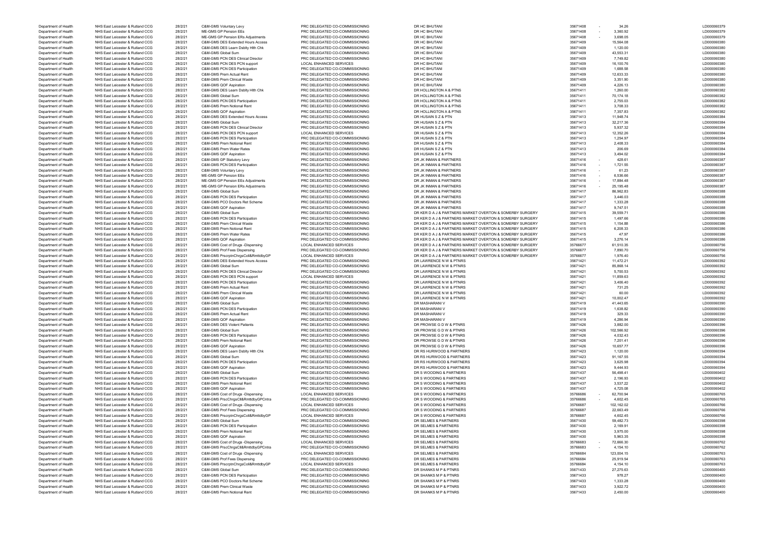| | | | | | | | | | |
|---|---|---|---|---|---|---|---|---|---|
| Department of Health | NHS East Leicester & Rutland CCG | 28/2/21 | C&M-GMS Voluntary Levy | PRC DELEGATED CO-COMMISSIONING | DR HC BHUTANI | 35671408 | - | 34.26 | LD000060379 |
| Department of Health | NHS East Leicester & Rutland CCG | 28/2/21 | ME-GMS GP Pension EEs | PRC DELEGATED CO-COMMISSIONING | DR HC BHUTANI | 35671408 | - | 3,360.92 | LD000060379 |
| Department of Health | NHS East Leicester & Rutland CCG | 28/2/21 | ME-GMS GP Pension ERs Adjustments | PRC DELEGATED CO-COMMISSIONING | DR HC BHUTANI | 35671408 | - | 3,698.05 | LD000060379 |
| Department of Health | NHS East Leicester & Rutland CCG | 28/2/21 | C&M-GMS DES Extended Hours Access | PRC DELEGATED CO-COMMISSIONING | DR HC BHUTANI | 35671409 | | 15,564.08 | LD000060380 |
| Department of Health | NHS East Leicester & Rutland CCG | 28/2/21 | C&M-GMS DES Learn Dsblty Hlth Chk | PRC DELEGATED CO-COMMISSIONING | DR HC BHUTANI | 35671409 | | 1,120.00 | LD000060380 |
| Department of Health | NHS East Leicester & Rutland CCG | 28/2/21 | C&M-GMS Global Sum | PRC DELEGATED CO-COMMISSIONING | DR HC BHUTANI | 35671409 | | 43,553.31 | LD000060380 |
| Department of Health | NHS East Leicester & Rutland CCG | 28/2/21 | C&M-GMS PCN DES Clinical Director | PRC DELEGATED CO-COMMISSIONING | DR HC BHUTANI | 35671409 | | 7,749.82 | LD000060380 |
| Department of Health | NHS East Leicester & Rutland CCG | 28/2/21 | C&M-GMS PCN DES PCN support | LOCAL ENHANCED SERVICES | DR HC BHUTANI | 35671409 | | 16,100.76 | LD000060380 |
| Department of Health | NHS East Leicester & Rutland CCG | 28/2/21 | C&M-GMS PCN DES Participation | PRC DELEGATED CO-COMMISSIONING | DR HC BHUTANI | 35671409 | | 1,688.58 | LD000060380 |
| Department of Health | NHS East Leicester & Rutland CCG | 28/2/21 | C&M-GMS Prem Actual Rent | PRC DELEGATED CO-COMMISSIONING | DR HC BHUTANI | 35671409 | | 12,633.33 | LD000060380 |
| Department of Health | NHS East Leicester & Rutland CCG | 28/2/21 | C&M-GMS Prem Clinical Waste | PRC DELEGATED CO-COMMISSIONING | DR HC BHUTANI | 35671409 | | 3,351.90 | LD000060380 |
| Department of Health | NHS East Leicester & Rutland CCG | 28/2/21 | C&M-GMS QOF Aspiration | PRC DELEGATED CO-COMMISSIONING | DR HC BHUTANI | 35671409 | | 4,226.13 | LD000060380 |
| Department of Health | NHS East Leicester & Rutland CCG | 28/2/21 | C&M-GMS DES Learn Dsblty Hlth Chk | PRC DELEGATED CO-COMMISSIONING | DR HOLLINGTON A & PTNS | 35671411 | | 1,260.00 | LD000060382 |
| Department of Health | NHS East Leicester & Rutland CCG | 28/2/21 | C&M-GMS Global Sum | PRC DELEGATED CO-COMMISSIONING | DR HOLLINGTON A & PTNS | 35671411 | | 70,174.18 | LD000060382 |
| Department of Health | NHS East Leicester & Rutland CCG | 28/2/21 | C&M-GMS PCN DES Participation | PRC DELEGATED CO-COMMISSIONING | DR HOLLINGTON A & PTNS | 35671411 | | 2,755.03 | LD000060382 |
| Department of Health | NHS East Leicester & Rutland CCG | 28/2/21 | C&M-GMS Prem Notional Rent | PRC DELEGATED CO-COMMISSIONING | DR HOLLINGTON A & PTNS | 35671411 | | 3,708.33 | LD000060382 |
| Department of Health | NHS East Leicester & Rutland CCG | 28/2/21 | C&M-GMS QOF Aspiration | PRC DELEGATED CO-COMMISSIONING | DR HOLLINGTON A & PTNS | 35671411 | | 7,357.83 | LD000060382 |
| Department of Health | NHS East Leicester & Rutland CCG | 28/2/21 | C&M-GMS DES Extended Hours Access | PRC DELEGATED CO-COMMISSIONING | DR HUSAIN S Z & PTN | 35671413 | | 11,948.74 | LD000060384 |
| Department of Health | NHS East Leicester & Rutland CCG | 28/2/21 | C&M-GMS Global Sum | PRC DELEGATED CO-COMMISSIONING | DR HUSAIN S Z & PTN | 35671413 | | 32,217.36 | LD000060384 |
| Department of Health | NHS East Leicester & Rutland CCG | 28/2/21 | C&M-GMS PCN DES Clinical Director | PRC DELEGATED CO-COMMISSIONING | DR HUSAIN S Z & PTN | 35671413 | | 5,937.32 | LD000060384 |
| Department of Health | NHS East Leicester & Rutland CCG | 28/2/21 | C&M-GMS PCN DES PCN support | LOCAL ENHANCED SERVICES | DR HUSAIN S Z & PTN | 35671413 | | 12,352.26 | LD000060384 |
| Department of Health | NHS East Leicester & Rutland CCG | 28/2/21 | C&M-GMS PCN DES Participation | PRC DELEGATED CO-COMMISSIONING | DR HUSAIN S Z & PTN | 35671413 | | 1,254.97 | LD000060384 |
| Department of Health | NHS East Leicester & Rutland CCG | 28/2/21 | C&M-GMS Prem Notional Rent | PRC DELEGATED CO-COMMISSIONING | DR HUSAIN S Z & PTN | 35671413 | | 2,408.33 | LD000060384 |
| Department of Health | NHS East Leicester & Rutland CCG | 28/2/21 | C&M-GMS Prem Water Rates | PRC DELEGATED CO-COMMISSIONING | DR HUSAIN S Z & PTN | 35671413 | | 206.69 | LD000060384 |
| Department of Health | NHS East Leicester & Rutland CCG | 28/2/21 | C&M-GMS QOF Aspiration | PRC DELEGATED CO-COMMISSIONING | DR HUSAIN S Z & PTN | 35671413 | | 3,494.02 | LD000060384 |
| Department of Health | NHS East Leicester & Rutland CCG | 28/2/21 | C&M-GMS GP Statutory Levy | PRC DELEGATED CO-COMMISSIONING | DR JK INMAN & PARTNERS | 35671416 | - | 428.61 | LD000060387 |
| Department of Health | NHS East Leicester & Rutland CCG | 28/2/21 | C&M-GMS PCN DES Participation | PRC DELEGATED CO-COMMISSIONING | DR JK INMAN & PARTNERS | 35671416 | - | 1,721.55 | LD000060387 |
| Department of Health | NHS East Leicester & Rutland CCG | 28/2/21 | C&M-GMS Voluntary Levy | PRC DELEGATED CO-COMMISSIONING | DR JK INMAN & PARTNERS | 35671416 | - | 61.23 | LD000060387 |
| Department of Health | NHS East Leicester & Rutland CCG | 28/2/21 | ME-GMS GP Pension EEs | PRC DELEGATED CO-COMMISSIONING | DR JK INMAN & PARTNERS | 35671416 | - | 6,536.66 | LD000060387 |
| Department of Health | NHS East Leicester & Rutland CCG | 28/2/21 | ME-GMS GP Pension EEs Adjustments | PRC DELEGATED CO-COMMISSIONING | DR JK INMAN & PARTNERS | 35671416 | - | 17,884.48 | LD000060387 |
| Department of Health | NHS East Leicester & Rutland CCG | 28/2/21 | ME-GMS GP Pension ERs Adjustments | PRC DELEGATED CO-COMMISSIONING | DR JK INMAN & PARTNERS | 35671416 | - | 25,195.48 | LD000060387 |
| Department of Health | NHS East Leicester & Rutland CCG | 28/2/21 | C&M-GMS Global Sum | PRC DELEGATED CO-COMMISSIONING | DR JK INMAN & PARTNERS | 35671417 | | 86,962.83 | LD000060388 |
| Department of Health | NHS East Leicester & Rutland CCG | 28/2/21 | C&M-GMS PCN DES Participation | PRC DELEGATED CO-COMMISSIONING | DR JK INMAN & PARTNERS | 35671417 | | 3,446.03 | LD000060388 |
| Department of Health | NHS East Leicester & Rutland CCG | 28/2/21 | C&M-GMS PCO Doctors Ret Scheme | PRC DELEGATED CO-COMMISSIONING | DR JK INMAN & PARTNERS | 35671417 | | 1,333.28 | LD000060388 |
| Department of Health | NHS East Leicester & Rutland CCG | 28/2/21 | C&M-GMS QOF Aspiration | PRC DELEGATED CO-COMMISSIONING | DR JK INMAN & PARTNERS | 35671417 | | 9,747.51 | LD000060388 |
| Department of Health | NHS East Leicester & Rutland CCG | 28/2/21 | C&M-GMS Global Sum | PRC DELEGATED CO-COMMISSIONING | DR KER D A J & PARTNERS MARKET OVERTON & SOMERBY SURGERY | 35671415 | | 39,559.71 | LD000060386 |
| Department of Health | NHS East Leicester & Rutland CCG | 28/2/21 | C&M-GMS PCN DES Participation | PRC DELEGATED CO-COMMISSIONING | DR KER D A J & PARTNERS MARKET OVERTON & SOMERBY SURGERY | 35671415 | | 1,497.66 | LD000060386 |
| Department of Health | NHS East Leicester & Rutland CCG | 28/2/21 | C&M-GMS Prem Clinical Waste | PRC DELEGATED CO-COMMISSIONING | DR KER D A J & PARTNERS MARKET OVERTON & SOMERBY SURGERY | 35671415 | | 1,154.88 | LD000060386 |
| Department of Health | NHS East Leicester & Rutland CCG | 28/2/21 | C&M-GMS Prem Notional Rent | PRC DELEGATED CO-COMMISSIONING | DR KER D A J & PARTNERS MARKET OVERTON & SOMERBY SURGERY | 35671415 | | 6,208.33 | LD000060386 |
| Department of Health | NHS East Leicester & Rutland CCG | 28/2/21 | C&M-GMS Prem Water Rates | PRC DELEGATED CO-COMMISSIONING | DR KER D A J & PARTNERS MARKET OVERTON & SOMERBY SURGERY | 35671415 | | 47.97 | LD000060386 |
| Department of Health | NHS East Leicester & Rutland CCG | 28/2/21 | C&M-GMS QOF Aspiration | PRC DELEGATED CO-COMMISSIONING | DR KER D A J & PARTNERS MARKET OVERTON & SOMERBY SURGERY | 35671415 | | 3,276.14 | LD000060386 |
| Department of Health | NHS East Leicester & Rutland CCG | 28/2/21 | C&M-GMS Cost of Drugs -Dispensing | LOCAL ENHANCED SERVICES | DR KER D A J & PARTNERS MARKET OVERTON & SOMERBY SURGERY | 35766677 | | 61,510.35 | LD000060756 |
| Department of Health | NHS East Leicester & Rutland CCG | 28/2/21 | C&M-GMS Prof Fees Dispensing | PRC DELEGATED CO-COMMISSIONING | DR KER D A J & PARTNERS MARKET OVERTON & SOMERBY SURGERY | 35766677 | | 7,890.70 | LD000060756 |
| Department of Health | NHS East Leicester & Rutland CCG | 28/2/21 | C&M-GMS PrscrptnChrgsColl&RmttdbyGP | LOCAL ENHANCED SERVICES | DR KER D A J & PARTNERS MARKET OVERTON & SOMERBY SURGERY | 35766677 | | 1,976.40 | LD000060756 |
| Department of Health | NHS East Leicester & Rutland CCG | 28/2/21 | C&M-GMS DES Extended Hours Access | PRC DELEGATED CO-COMMISSIONING | DR LAWRENCE N W & PTNRS | 35671421 | | 11,472.21 | LD000060392 |
| Department of Health | NHS East Leicester & Rutland CCG | 28/2/21 | C&M-GMS Global Sum | PRC DELEGATED CO-COMMISSIONING | DR LAWRENCE N W & PTNRS | 35671421 | | 85,868.14 | LD000060392 |
| Department of Health | NHS East Leicester & Rutland CCG | 28/2/21 | C&M-GMS PCN DES Clinical Director | PRC DELEGATED CO-COMMISSIONING | DR LAWRENCE N W & PTNRS | 35671421 | | 5,700.53 | LD000060392 |
| Department of Health | NHS East Leicester & Rutland CCG | 28/2/21 | C&M-GMS PCN DES PCN support | LOCAL ENHANCED SERVICES | DR LAWRENCE N W & PTNRS | 35671421 | | 11,859.63 | LD000060392 |
| Department of Health | NHS East Leicester & Rutland CCG | 28/2/21 | C&M-GMS PCN DES Participation | PRC DELEGATED CO-COMMISSIONING | DR LAWRENCE N W & PTNRS | 35671421 | | 3,406.40 | LD000060392 |
| Department of Health | NHS East Leicester & Rutland CCG | 28/2/21 | C&M-GMS Prem Actual Rent | PRC DELEGATED CO-COMMISSIONING | DR LAWRENCE N W & PTNRS | 35671421 | | 731.25 | LD000060392 |
| Department of Health | NHS East Leicester & Rutland CCG | 28/2/21 | C&M-GMS Prem Clinical Waste | PRC DELEGATED CO-COMMISSIONING | DR LAWRENCE N W & PTNRS | 35671421 | | 60.00 | LD000060392 |
| Department of Health | NHS East Leicester & Rutland CCG | 28/2/21 | C&M-GMS QOF Aspiration | PRC DELEGATED CO-COMMISSIONING | DR LAWRENCE N W & PTNRS | 35671421 | | 10,002.47 | LD000060392 |
| Department of Health | NHS East Leicester & Rutland CCG | 28/2/21 | C&M-GMS Global Sum | PRC DELEGATED CO-COMMISSIONING | DR MASHARANI V | 35671419 | | 41,443.65 | LD000060390 |
| Department of Health | NHS East Leicester & Rutland CCG | 28/2/21 | C&M-GMS PCN DES Participation | PRC DELEGATED CO-COMMISSIONING | DR MASHARANI V | 35671419 | | 1,638.82 | LD000060390 |
| Department of Health | NHS East Leicester & Rutland CCG | 28/2/21 | C&M-GMS Prem Actual Rent | PRC DELEGATED CO-COMMISSIONING | DR MASHARANI V | 35671419 | | 329.33 | LD000060390 |
| Department of Health | NHS East Leicester & Rutland CCG | 28/2/21 | C&M-GMS QOF Aspiration | PRC DELEGATED CO-COMMISSIONING | DR MASHARANI V | 35671419 | | 4,286.94 | LD000060390 |
| Department of Health | NHS East Leicester & Rutland CCG | 28/2/21 | C&M-GMS DES Violent Patients | PRC DELEGATED CO-COMMISSIONING | DR PROWSE G D W & PTNRS | 35671426 | | 3,882.00 | LD000060396 |
| Department of Health | NHS East Leicester & Rutland CCG | 28/2/21 | C&M-GMS Global Sum | PRC DELEGATED CO-COMMISSIONING | DR PROWSE G D W & PTNRS | 35671426 | | 102,566.92 | LD000060396 |
| Department of Health | NHS East Leicester & Rutland CCG | 28/2/21 | C&M-GMS PCN DES Participation | PRC DELEGATED CO-COMMISSIONING | DR PROWSE G D W & PTNRS | 35671426 | | 4,032.43 | LD000060396 |
| Department of Health | NHS East Leicester & Rutland CCG | 28/2/21 | C&M-GMS Prem Notional Rent | PRC DELEGATED CO-COMMISSIONING | DR PROWSE G D W & PTNRS | 35671426 | | 7,201.41 | LD000060396 |
| Department of Health | NHS East Leicester & Rutland CCG | 28/2/21 | C&M-GMS QOF Aspiration | PRC DELEGATED CO-COMMISSIONING | DR PROWSE G D W & PTNRS | 35671426 | | 10,657.77 | LD000060396 |
| Department of Health | NHS East Leicester & Rutland CCG | 28/2/21 | C&M-GMS DES Learn Dsblty Hlth Chk | PRC DELEGATED CO-COMMISSIONING | DR RS HURWOOD & PARTNERS | 35671423 | | 1,120.00 | LD000060394 |
| Department of Health | NHS East Leicester & Rutland CCG | 28/2/21 | C&M-GMS Global Sum | PRC DELEGATED CO-COMMISSIONING | DR RS HURWOOD & PARTNERS | 35671423 | | 91,167.55 | LD000060394 |
| Department of Health | NHS East Leicester & Rutland CCG | 28/2/21 | C&M-GMS PCN DES Participation | PRC DELEGATED CO-COMMISSIONING | DR RS HURWOOD & PARTNERS | 35671423 | | 3,625.98 | LD000060394 |
| Department of Health | NHS East Leicester & Rutland CCG | 28/2/21 | C&M-GMS QOF Aspiration | PRC DELEGATED CO-COMMISSIONING | DR RS HURWOOD & PARTNERS | 35671423 | | 9,444.93 | LD000060394 |
| Department of Health | NHS East Leicester & Rutland CCG | 28/2/21 | C&M-GMS Global Sum | PRC DELEGATED CO-COMMISSIONING | DR S WOODING & PARTNERS | 35671437 | | 56,498.41 | LD000060402 |
| Department of Health | NHS East Leicester & Rutland CCG | 28/2/21 | C&M-GMS PCN DES Participation | PRC DELEGATED CO-COMMISSIONING | DR S WOODING & PARTNERS | 35671437 | | 2,196.93 | LD000060402 |
| Department of Health | NHS East Leicester & Rutland CCG | 28/2/21 | C&M-GMS Prem Notional Rent | PRC DELEGATED CO-COMMISSIONING | DR S WOODING & PARTNERS | 35671437 | | 3,537.22 | LD000060402 |
| Department of Health | NHS East Leicester & Rutland CCG | 28/2/21 | C&M-GMS QOF Aspiration | PRC DELEGATED CO-COMMISSIONING | DR S WOODING & PARTNERS | 35671437 | | 4,725.08 | LD000060402 |
| Department of Health | NHS East Leicester & Rutland CCG | 28/2/21 | C&M-GMS Cost of Drugs -Dispensing | LOCAL ENHANCED SERVICES | DR S WOODING & PARTNERS | 35766686 | - | 62,700.94 | LD000060765 |
| Department of Health | NHS East Leicester & Rutland CCG | 28/2/21 | C&M-GMS PrscChrgsCll&RmttdbyGPCntra | PRC DELEGATED CO-COMMISSIONING | DR S WOODING & PARTNERS | 35766686 | - | 4,602.45 | LD000060765 |
| Department of Health | NHS East Leicester & Rutland CCG | 28/2/21 | C&M-GMS Cost of Drugs -Dispensing | LOCAL ENHANCED SERVICES | DR S WOODING & PARTNERS | 35766687 | | 102,162.02 | LD000060766 |
| Department of Health | NHS East Leicester & Rutland CCG | 28/2/21 | C&M-GMS Prof Fees Dispensing | PRC DELEGATED CO-COMMISSIONING | DR S WOODING & PARTNERS | 35766687 | | 22,663.49 | LD000060766 |
| Department of Health | NHS East Leicester & Rutland CCG | 28/2/21 | C&M-GMS PrscrptnChrgsColl&RmttdbyGP | LOCAL ENHANCED SERVICES | DR S WOODING & PARTNERS | 35766687 | | 4,602.45 | LD000060766 |
| Department of Health | NHS East Leicester & Rutland CCG | 28/2/21 | C&M-GMS Global Sum | PRC DELEGATED CO-COMMISSIONING | DR SELMES & PARTNERS | 35671430 | | 59,482.73 | LD000060398 |
| Department of Health | NHS East Leicester & Rutland CCG | 28/2/21 | C&M-GMS PCN DES Participation | PRC DELEGATED CO-COMMISSIONING | DR SELMES & PARTNERS | 35671430 | | 2,169.91 | LD000060398 |
| Department of Health | NHS East Leicester & Rutland CCG | 28/2/21 | C&M-GMS Prem Notional Rent | PRC DELEGATED CO-COMMISSIONING | DR SELMES & PARTNERS | 35671430 | | 3,975.00 | LD000060398 |
| Department of Health | NHS East Leicester & Rutland CCG | 28/2/21 | C&M-GMS QOF Aspiration | PRC DELEGATED CO-COMMISSIONING | DR SELMES & PARTNERS | 35671430 | | 5,963.35 | LD000060398 |
| Department of Health | NHS East Leicester & Rutland CCG | 28/2/21 | C&M-GMS Cost of Drugs -Dispensing | LOCAL ENHANCED SERVICES | DR SELMES & PARTNERS | 35766683 | - | 72,666.30 | LD000060762 |
| Department of Health | NHS East Leicester & Rutland CCG | 28/2/21 | C&M-GMS PrscChrgsCll&RmttdbyGPCntra | PRC DELEGATED CO-COMMISSIONING | DR SELMES & PARTNERS | 35766683 | - | 4,154.10 | LD000060762 |
| Department of Health | NHS East Leicester & Rutland CCG | 28/2/21 | C&M-GMS Cost of Drugs -Dispensing | LOCAL ENHANCED SERVICES | DR SELMES & PARTNERS | 35766684 | | 123,004.15 | LD000060763 |
| Department of Health | NHS East Leicester & Rutland CCG | 28/2/21 | C&M-GMS Prof Fees Dispensing | PRC DELEGATED CO-COMMISSIONING | DR SELMES & PARTNERS | 35766684 | | 25,919.54 | LD000060763 |
| Department of Health | NHS East Leicester & Rutland CCG | 28/2/21 | C&M-GMS PrscrptnChrgsColl&RmttdbyGP | LOCAL ENHANCED SERVICES | DR SELMES & PARTNERS | 35766684 | | 4,154.10 | LD000060763 |
| Department of Health | NHS East Leicester & Rutland CCG | 28/2/21 | C&M-GMS Global Sum | PRC DELEGATED CO-COMMISSIONING | DR SHANKS M P & PTNRS | 35671433 | | 27,275.63 | LD000060400 |
| Department of Health | NHS East Leicester & Rutland CCG | 28/2/21 | C&M-GMS PCN DES Participation | PRC DELEGATED CO-COMMISSIONING | DR SHANKS M P & PTNRS | 35671433 | | 978.27 | LD000060400 |
| Department of Health | NHS East Leicester & Rutland CCG | 28/2/21 | C&M-GMS PCO Doctors Ret Scheme | PRC DELEGATED CO-COMMISSIONING | DR SHANKS M P & PTNRS | 35671433 | | 1,333.28 | LD000060400 |
| Department of Health | NHS East Leicester & Rutland CCG | 28/2/21 | C&M-GMS Prem Clinical Waste | PRC DELEGATED CO-COMMISSIONING | DR SHANKS M P & PTNRS | 35671433 | | 3,922.72 | LD000060400 |
| Department of Health | NHS East Leicester & Rutland CCG | 28/2/21 | C&M-GMS Prem Notional Rent | PRC DELEGATED CO-COMMISSIONING | DR SHANKS M P & PTNRS | 35671433 | | 2,450.00 | LD000060400 |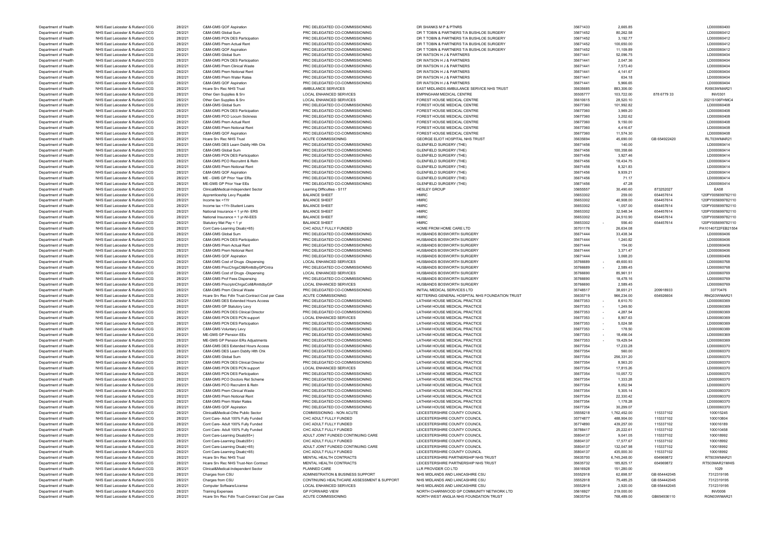| | | | | | | | | | |
|---|---|---|---|---|---|---|---|---|---|
| Department of Health | NHS East Leicester & Rutland CCG | 28/2/21 | C&M-GMS QOF Aspiration | PRC DELEGATED CO-COMMISSIONING | DR SHANKS M P & PTNRS | 35671433 | 2,665.85 | | LD000060400 |
| Department of Health | NHS East Leicester & Rutland CCG | 28/2/21 | C&M-GMS Global Sum | PRC DELEGATED CO-COMMISSIONING | DR T TOBIN & PARTNERS T/A BUSHLOE SURGERY | 35671452 | 80,262.58 | | LD000060412 |
| Department of Health | NHS East Leicester & Rutland CCG | 28/2/21 | C&M-GMS PCN DES Participation | PRC DELEGATED CO-COMMISSIONING | DR T TOBIN & PARTNERS T/A BUSHLOE SURGERY | 35671452 | 3,192.77 | | LD000060412 |
| Department of Health | NHS East Leicester & Rutland CCG | 28/2/21 | C&M-GMS Prem Actual Rent | PRC DELEGATED CO-COMMISSIONING | DR T TOBIN & PARTNERS T/A BUSHLOE SURGERY | 35671452 | 100,650.00 | | LD000060412 |
| Department of Health | NHS East Leicester & Rutland CCG | 28/2/21 | C&M-GMS QOF Aspiration | PRC DELEGATED CO-COMMISSIONING | DR T TOBIN & PARTNERS T/A BUSHLOE SURGERY | 35671452 | 11,109.89 | | LD000060412 |
| Department of Health | NHS East Leicester & Rutland CCG | 28/2/21 | C&M-GMS Global Sum | PRC DELEGATED CO-COMMISSIONING | DR WATSON H J & PARTNERS | 35671441 | 52,096.75 | | LD000060404 |
| Department of Health | NHS East Leicester & Rutland CCG | 28/2/21 | C&M-GMS PCN DES Participation | PRC DELEGATED CO-COMMISSIONING | DR WATSON H J & PARTNERS | 35671441 | 2,047.36 | | LD000060404 |
| Department of Health | NHS East Leicester & Rutland CCG | 28/2/21 | C&M-GMS Prem Clinical Waste | PRC DELEGATED CO-COMMISSIONING | DR WATSON H J & PARTNERS | 35671441 | 7,573.40 | | LD000060404 |
| Department of Health | NHS East Leicester & Rutland CCG | 28/2/21 | C&M-GMS Prem Notional Rent | PRC DELEGATED CO-COMMISSIONING | DR WATSON H J & PARTNERS | 35671441 | 4,141.67 | | LD000060404 |
| Department of Health | NHS East Leicester & Rutland CCG | 28/2/21 | C&M-GMS Prem Water Rates | PRC DELEGATED CO-COMMISSIONING | DR WATSON H J & PARTNERS | 35671441 | 634.18 | | LD000060404 |
| Department of Health | NHS East Leicester & Rutland CCG | 28/2/21 | C&M-GMS QOF Aspiration | PRC DELEGATED CO-COMMISSIONING | DR WATSON H J & PARTNERS | 35671441 | 5,966.65 | | LD000060404 |
| Department of Health | NHS East Leicester & Rutland CCG | 28/2/21 | Hcare Srv Rec NHS Trust | AMBULANCE SERVICES | EAST MIDLANDS AMBULANCE SERVICE NHS TRUST | 35635685 | 883,306.00 | | RX903WMAR21 |
| Department of Health | NHS East Leicester & Rutland CCG | 28/2/21 | Other Gen Supplies & Srv | LOCAL ENHANCED SERVICES | EMPINGHAM MEDICAL CENTRE | 35505777 | 103,722.00 | 878 6779 33 | INV0301 |
| Department of Health | NHS East Leicester & Rutland CCG | 28/2/21 | Other Gen Supplies & Srv | LOCAL ENHANCED SERVICES | FOREST HOUSE MEDICAL CENTRE | 35610615 | 28,520.10 | | 2021S106FHMC4 |
| Department of Health | NHS East Leicester & Rutland CCG | 28/2/21 | C&M-GMS Global Sum | PRC DELEGATED CO-COMMISSIONING | FOREST HOUSE MEDICAL CENTRE | 35677360 | 101,992.82 | | LD000060408 |
| Department of Health | NHS East Leicester & Rutland CCG | 28/2/21 | C&M-GMS PCN DES Participation | PRC DELEGATED CO-COMMISSIONING | FOREST HOUSE MEDICAL CENTRE | 35677360 | 3,969.20 | | LD000060408 |
| Department of Health | NHS East Leicester & Rutland CCG | 28/2/21 | C&M-GMS PCO Locum Sickness | PRC DELEGATED CO-COMMISSIONING | FOREST HOUSE MEDICAL CENTRE | 35677360 | 3,202.62 | | LD000060408 |
| Department of Health | NHS East Leicester & Rutland CCG | 28/2/21 | C&M-GMS Prem Actual Rent | PRC DELEGATED CO-COMMISSIONING | FOREST HOUSE MEDICAL CENTRE | 35677360 | 9,150.00 | | LD000060408 |
| Department of Health | NHS East Leicester & Rutland CCG | 28/2/21 | C&M-GMS Prem Notional Rent | PRC DELEGATED CO-COMMISSIONING | FOREST HOUSE MEDICAL CENTRE | 35677360 | 4,416.67 | | LD000060408 |
| Department of Health | NHS East Leicester & Rutland CCG | 28/2/21 | C&M-GMS QOF Aspiration | PRC DELEGATED CO-COMMISSIONING | FOREST HOUSE MEDICAL CENTRE | 35677360 | 11,574.30 | | LD000060408 |
| Department of Health | NHS East Leicester & Rutland CCG | 28/2/21 | Hcare Srv Rec NHS Trust | ACUTE COMMISSIONING | GEORGE ELIOT HOSPITAL NHS TRUST | 35635694 | 45,690.00 | GB 654922420 | RLT03WMAR21 |
| Department of Health | NHS East Leicester & Rutland CCG | 28/2/21 | C&M-GMS DES Learn Dsblty Hlth Chk | PRC DELEGATED CO-COMMISSIONING | GLENFIELD SURGERY (THE) | 35671456 | 140.00 | | LD000060414 |
| Department of Health | NHS East Leicester & Rutland CCG | 28/2/21 | C&M-GMS Global Sum | PRC DELEGATED CO-COMMISSIONING | GLENFIELD SURGERY (THE) | 35671456 | 100,358.66 | | LD000060414 |
| Department of Health | NHS East Leicester & Rutland CCG | 28/2/21 | C&M-GMS PCN DES Participation | PRC DELEGATED CO-COMMISSIONING | GLENFIELD SURGERY (THE) | 35671456 | 3,927.46 | | LD000060414 |
| Department of Health | NHS East Leicester & Rutland CCG | 28/2/21 | C&M-GMS PCO Recruitmt & Retn | PRC DELEGATED CO-COMMISSIONING | GLENFIELD SURGERY (THE) | 35671456 | 18,434.75 | | LD000060414 |
| Department of Health | NHS East Leicester & Rutland CCG | 28/2/21 | C&M-GMS Prem Notional Rent | PRC DELEGATED CO-COMMISSIONING | GLENFIELD SURGERY (THE) | 35671456 | 8,321.83 | | LD000060414 |
| Department of Health | NHS East Leicester & Rutland CCG | 28/2/21 | C&M-GMS QOF Aspiration | PRC DELEGATED CO-COMMISSIONING | GLENFIELD SURGERY (THE) | 35671456 | 9,939.21 | | LD000060414 |
| Department of Health | NHS East Leicester & Rutland CCG | 28/2/21 | ME - GMS GP Prior Year ERs | PRC DELEGATED CO-COMMISSIONING | GLENFIELD SURGERY (THE) | 35671456 | 71.17 | | LD000060414 |
| Department of Health | NHS East Leicester & Rutland CCG | 28/2/21 | ME-GMS GP Prior Year EEs | PRC DELEGATED CO-COMMISSIONING | GLENFIELD SURGERY (THE) | 35671456 | 47.28 | | LD000060414 |
| Department of Health | NHS East Leicester & Rutland CCG | 28/2/21 | Clinical&Medical-Independent Sector | Learning Difficulties - S117 | HESLEY GROUP | 35655557 | 30,490.60 | 873252027 | EA58 |
| Department of Health | NHS East Leicester & Rutland CCG | 28/2/21 | Apprenticeship Levy Payable | BALANCE SHEET | HMRC | 35653302 | 259.00 | 654457614 | 120PY005699782110 |
| Department of Health | NHS East Leicester & Rutland CCG | 28/2/21 | Income tax <1Yr | BALANCE SHEET | HMRC | 35653302 | 40,908.00 | 654457614 | 120PY005699782110 |
| Department of Health | NHS East Leicester & Rutland CCG | 28/2/21 | Income tax <1Yr-Student Loans | BALANCE SHEET | HMRC | 35653302 | 1,057.00 | 654457614 | 120PY005699782110 |
| Department of Health | NHS East Leicester & Rutland CCG | 28/2/21 | National Insurance < 1 yr-NI- ERS | BALANCE SHEET | HMRC | 35653302 | 32,548.34 | 654457614 | 120PY005699782110 |
| Department of Health | NHS East Leicester & Rutland CCG | 28/2/21 | National Insurance < 1 yr-NI-EES | BALANCE SHEET | HMRC | 35653302 | 24,510.90 | 654457614 | 120PY005699782110 |
| Department of Health | NHS East Leicester & Rutland CCG | 28/2/21 | Statutory Mat Pay < 1 yr | BALANCE SHEET | HMRC | 35653302 | - 556.40 | 654457614 | 120PY005699782110 |
| Department of Health | NHS East Leicester & Rutland CCG | 28/2/21 | Cont Care-Learning Disab(<65) | CHC ADULT FULLY FUNDED | HOME FROM HOME CARE LTD | 35701176 | 26,634.08 | | PA10140722FEB21554 |
| Department of Health | NHS East Leicester & Rutland CCG | 28/2/21 | C&M-GMS Global Sum | PRC DELEGATED CO-COMMISSIONING | HUSBANDS BOSWORTH SURGERY | 35671444 | 33,438.34 | | LD000060406 |
| Department of Health | NHS East Leicester & Rutland CCG | 28/2/21 | C&M-GMS PCN DES Participation | PRC DELEGATED CO-COMMISSIONING | HUSBANDS BOSWORTH SURGERY | 35671444 | 1,240.82 | | LD000060406 |
| Department of Health | NHS East Leicester & Rutland CCG | 28/2/21 | C&M-GMS Prem Actual Rent | PRC DELEGATED CO-COMMISSIONING | HUSBANDS BOSWORTH SURGERY | 35671444 | 154.00 | | LD000060406 |
| Department of Health | NHS East Leicester & Rutland CCG | 28/2/21 | C&M-GMS Prem Notional Rent | PRC DELEGATED CO-COMMISSIONING | HUSBANDS BOSWORTH SURGERY | 35671444 | 3,371.47 | | LD000060406 |
| Department of Health | NHS East Leicester & Rutland CCG | 28/2/21 | C&M-GMS QOF Aspiration | PRC DELEGATED CO-COMMISSIONING | HUSBANDS BOSWORTH SURGERY | 35671444 | 3,068.20 | | LD000060406 |
| Department of Health | NHS East Leicester & Rutland CCG | 28/2/21 | C&M-GMS Cost of Drugs -Dispensing | LOCAL ENHANCED SERVICES | HUSBANDS BOSWORTH SURGERY | 35766689 | - 49,600.93 | | LD000060768 |
| Department of Health | NHS East Leicester & Rutland CCG | 28/2/21 | C&M-GMS PrscChrgsCll&RmttdbyGPCntra | PRC DELEGATED CO-COMMISSIONING | HUSBANDS BOSWORTH SURGERY | 35766689 | - 2,589.45 | | LD000060768 |
| Department of Health | NHS East Leicester & Rutland CCG | 28/2/21 | C&M-GMS Cost of Drugs -Dispensing | LOCAL ENHANCED SERVICES | HUSBANDS BOSWORTH SURGERY | 35766690 | 85,961.51 | | LD000060769 |
| Department of Health | NHS East Leicester & Rutland CCG | 28/2/21 | C&M-GMS Prof Fees Dispensing | PRC DELEGATED CO-COMMISSIONING | HUSBANDS BOSWORTH SURGERY | 35766690 | 18,478.16 | | LD000060769 |
| Department of Health | NHS East Leicester & Rutland CCG | 28/2/21 | C&M-GMS PrscrptnChrgsColl&RmttdbyGP | LOCAL ENHANCED SERVICES | HUSBANDS BOSWORTH SURGERY | 35766690 | 2,589.45 | | LD000060769 |
| Department of Health | NHS East Leicester & Rutland CCG | 28/2/21 | C&M-GMS Prem Clinical Waste | PRC DELEGATED CO-COMMISSIONING | INITIAL MEDICAL SERVICES LTD | 35748517 | 38,651.21 | 209918933 | 33770476 |
| Department of Health | NHS East Leicester & Rutland CCG | 28/2/21 | Hcare Srv Rec Fdtn Trust-Contract Cost per Case | ACUTE COMMISSIONING | KETTERING GENERAL HOSPITAL NHS FOUNDATION TRUST | 35635719 | 966,234.00 | 654926604 | RNQ03WMAR21 |
| Department of Health | NHS East Leicester & Rutland CCG | 28/2/21 | C&M-GMS DES Extended Hours Access | PRC DELEGATED CO-COMMISSIONING | LATHAM HOUSE MEDICAL PRACTICE | 35677353 | - 8,610.70 | | LD000060369 |
| Department of Health | NHS East Leicester & Rutland CCG | 28/2/21 | C&M-GMS GP Statutory Levy | PRC DELEGATED CO-COMMISSIONING | LATHAM HOUSE MEDICAL PRACTICE | 35677353 | - 1,249.50 | | LD000060369 |
| Department of Health | NHS East Leicester & Rutland CCG | 28/2/21 | C&M-GMS PCN DES Clinical Director | PRC DELEGATED CO-COMMISSIONING | LATHAM HOUSE MEDICAL PRACTICE | 35677353 | - 4,287.54 | | LD000060369 |
| Department of Health | NHS East Leicester & Rutland CCG | 28/2/21 | C&M-GMS PCN DES PCN support | LOCAL ENHANCED SERVICES | LATHAM HOUSE MEDICAL PRACTICE | 35677353 | - 8,907.63 | | LD000060369 |
| Department of Health | NHS East Leicester & Rutland CCG | 28/2/21 | C&M-GMS PCN DES Participation | PRC DELEGATED CO-COMMISSIONING | LATHAM HOUSE MEDICAL PRACTICE | 35677353 | - 5,024.58 | | LD000060369 |
| Department of Health | NHS East Leicester & Rutland CCG | 28/2/21 | C&M-GMS Voluntary Levy | PRC DELEGATED CO-COMMISSIONING | LATHAM HOUSE MEDICAL PRACTICE | 35677353 | - 178.50 | | LD000060369 |
| Department of Health | NHS East Leicester & Rutland CCG | 28/2/21 | ME-GMS GP Pension EEs | PRC DELEGATED CO-COMMISSIONING | LATHAM HOUSE MEDICAL PRACTICE | 35677353 | - 18,456.04 | | LD000060369 |
| Department of Health | NHS East Leicester & Rutland CCG | 28/2/21 | ME-GMS GP Pension ERs Adjustments | PRC DELEGATED CO-COMMISSIONING | LATHAM HOUSE MEDICAL PRACTICE | 35677353 | - 19,429.54 | | LD000060369 |
| Department of Health | NHS East Leicester & Rutland CCG | 28/2/21 | C&M-GMS DES Extended Hours Access | PRC DELEGATED CO-COMMISSIONING | LATHAM HOUSE MEDICAL PRACTICE | 35677354 | 17,233.28 | | LD000060370 |
| Department of Health | NHS East Leicester & Rutland CCG | 28/2/21 | C&M-GMS DES Learn Dsblty Hlth Chk | PRC DELEGATED CO-COMMISSIONING | LATHAM HOUSE MEDICAL PRACTICE | 35677354 | 560.00 | | LD000060370 |
| Department of Health | NHS East Leicester & Rutland CCG | 28/2/21 | C&M-GMS Global Sum | PRC DELEGATED CO-COMMISSIONING | LATHAM HOUSE MEDICAL PRACTICE | 35677354 | 256,331.20 | | LD000060370 |
| Department of Health | NHS East Leicester & Rutland CCG | 28/2/21 | C&M-GMS PCN DES Clinical Director | PRC DELEGATED CO-COMMISSIONING | LATHAM HOUSE MEDICAL PRACTICE | 35677354 | 8,563.20 | | LD000060370 |
| Department of Health | NHS East Leicester & Rutland CCG | 28/2/21 | C&M-GMS PCN DES PCN support | LOCAL ENHANCED SERVICES | LATHAM HOUSE MEDICAL PRACTICE | 35677354 | 17,815.26 | | LD000060370 |
| Department of Health | NHS East Leicester & Rutland CCG | 28/2/21 | C&M-GMS PCN DES Participation | PRC DELEGATED CO-COMMISSIONING | LATHAM HOUSE MEDICAL PRACTICE | 35677354 | 10,057.72 | | LD000060370 |
| Department of Health | NHS East Leicester & Rutland CCG | 28/2/21 | C&M-GMS PCO Doctors Ret Scheme | PRC DELEGATED CO-COMMISSIONING | LATHAM HOUSE MEDICAL PRACTICE | 35677354 | 1,333.28 | | LD000060370 |
| Department of Health | NHS East Leicester & Rutland CCG | 28/2/21 | C&M-GMS PCO Recruitmt & Retn | PRC DELEGATED CO-COMMISSIONING | LATHAM HOUSE MEDICAL PRACTICE | 35677354 | 8,052.94 | | LD000060370 |
| Department of Health | NHS East Leicester & Rutland CCG | 28/2/21 | C&M-GMS Prem Clinical Waste | PRC DELEGATED CO-COMMISSIONING | LATHAM HOUSE MEDICAL PRACTICE | 35677354 | 5,305.14 | | LD000060370 |
| Department of Health | NHS East Leicester & Rutland CCG | 28/2/21 | C&M-GMS Prem Notional Rent | PRC DELEGATED CO-COMMISSIONING | LATHAM HOUSE MEDICAL PRACTICE | 35677354 | 22,330.42 | | LD000060370 |
| Department of Health | NHS East Leicester & Rutland CCG | 28/2/21 | C&M-GMS Prem Water Rates | PRC DELEGATED CO-COMMISSIONING | LATHAM HOUSE MEDICAL PRACTICE | 35677354 | 1,178.28 | | LD000060370 |
| Department of Health | NHS East Leicester & Rutland CCG | 28/2/21 | C&M-GMS QOF Aspiration | PRC DELEGATED CO-COMMISSIONING | LATHAM HOUSE MEDICAL PRACTICE | 35677354 | 30,299.07 | | LD000060370 |
| Department of Health | NHS East Leicester & Rutland CCG | 28/2/21 | Clinical&Medical-Othe Public Sector | COMMISSIONING - NON ACUTE | LEICESTERSHIRE COUNTY COUNCIL | 35558218 | 1,762,452.00 | 115337102 | 100015245 |
| Department of Health | NHS East Leicester & Rutland CCG | 28/2/21 | Cont Care- Adult 100% Fully Funded | CHC ADULT FULLY FUNDED | LEICESTERSHIRE COUNTY COUNCIL | 35774877 | 488,904.00 | 115337102 | 100010804 |
| Department of Health | NHS East Leicester & Rutland CCG | 28/2/21 | Cont Care- Adult 100% Fully Funded | CHC ADULT FULLY FUNDED | LEICESTERSHIRE COUNTY COUNCIL | 35774890 | 439,257.00 | 115337102 | 100016189 |
| Department of Health | NHS East Leicester & Rutland CCG | 28/2/21 | Cont Care- Adult 100% Fully Funded | CHC ADULT FULLY FUNDED | LEICESTERSHIRE COUNTY COUNCIL | 35788417 | 25,222.61 | 115337102 | 100010458 |
| Department of Health | NHS East Leicester & Rutland CCG | 28/2/21 | Cont Care-Learning Disab(65+) | ADULT JOINT FUNDED CONTINUING CARE | LEICESTERSHIRE COUNTY COUNCIL | 35804137 | 9,041.05 | 115337102 | 100018992 |
| Department of Health | NHS East Leicester & Rutland CCG | 28/2/21 | Cont Care-Learning Disab(65+) | CHC ADULT FULLY FUNDED | LEICESTERSHIRE COUNTY COUNCIL | 35804137 | 17,577.67 | 115337102 | 100018992 |
| Department of Health | NHS East Leicester & Rutland CCG | 28/2/21 | Cont Care-Learning Disab(<65) | ADULT JOINT FUNDED CONTINUING CARE | LEICESTERSHIRE COUNTY COUNCIL | 35804137 | 132,047.98 | 115337102 | 100018992 |
| Department of Health | NHS East Leicester & Rutland CCG | 28/2/21 | Cont Care-Learning Disab(<65) | CHC ADULT FULLY FUNDED | LEICESTERSHIRE COUNTY COUNCIL | 35804137 | 435,000.30 | 115337102 | 100018992 |
| Department of Health | NHS East Leicester & Rutland CCG | 28/2/21 | Hcare Srv Rec NHS Trust | MENTAL HEALTH CONTRACTS | LEICESTERSHIRE PARTNERSHIP NHS TRUST | 35635700 | 6,745,248.00 | 654969872 | RT503WMAR21 |
| Department of Health | NHS East Leicester & Rutland CCG | 28/2/21 | Hcare Srv Rec NHS Trust-Non Contract | MENTAL HEALTH CONTRACTS | LEICESTERSHIRE PARTNERSHIP NHS TRUST | 35635732 | 185,825.17 | 654969872 | RT503MAR21MHIS |
| Department of Health | NHS East Leicester & Rutland CCG | 28/2/21 | Clinical&Medical-Independent Sector | PLANNED CARE | LLR PROVIDER CO LTD | 35616928 | 151,280.00 | | 1029 |
| Department of Health | NHS East Leicester & Rutland CCG | 28/2/21 | Charges from CSU | ADMINISTRATION & BUSINESS SUPPORT | NHS MIDLANDS AND LANCASHIRE CSU | 35552918 | 62,698.57 | GB 654442045 | 7312319195 |
| Department of Health | NHS East Leicester & Rutland CCG | 28/2/21 | Charges from CSU | CONTINUING HEALTHCARE ASSESSMENT & SUPPORT | NHS MIDLANDS AND LANCASHIRE CSU | 35552918 | 75,485.25 | GB 654442045 | 7312319195 |
| Department of Health | NHS East Leicester & Rutland CCG | 28/2/21 | Computer Software/License | LOCAL ENHANCED SERVICES | NHS MIDLANDS AND LANCASHIRE CSU | 35552918 | 2,920.00 | GB 654442045 | 7312319195 |
| Department of Health | NHS East Leicester & Rutland CCG | 28/2/21 | Training Expenses | GP FORWARD VIEW | NORTH CHARNWOOD GP COMMUNITY NETWORK LTD | 35616927 | 219,000.00 | | INV0006 |
| Department of Health | NHS East Leicester & Rutland CCG | 28/2/21 | Hcare Srv Rec Fdtn Trust-Contract Cost per Case | ACUTE COMMISSIONING | NORTH WEST ANGLIA NHS FOUNDATION TRUST | 35635704 | 768,489.00 | GB654936110 | RGN03WMAR21 |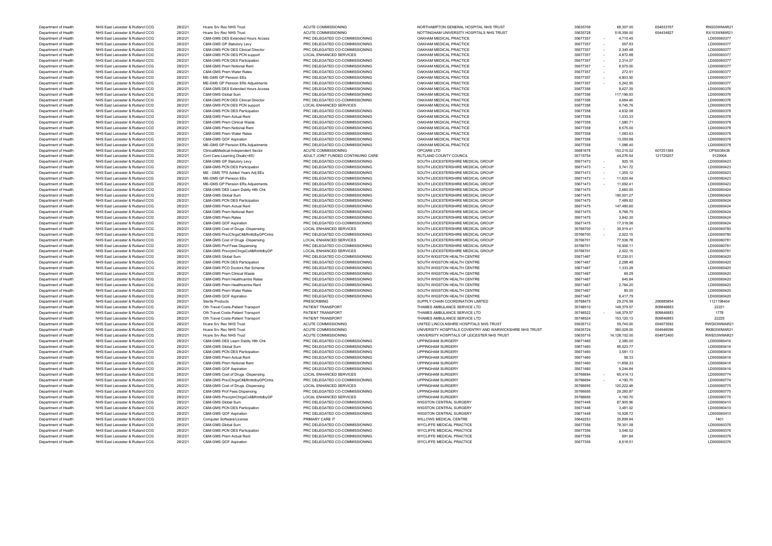| | | | | | | | | | | |
|---|---|---|---|---|---|---|---|---|---|---|
| Department of Health | NHS East Leicester & Rutland CCG | 28/2/21 | Hcare Srv Rec NHS Trust | ACUTE COMMISSIONING | NORTHAMPTON GENERAL HOSPITAL NHS TRUST | 35635708 | | 68,307.00 | 654933707 | RNS03WMAR21 |
| Department of Health | NHS East Leicester & Rutland CCG | 28/2/21 | Hcare Srv Rec NHS Trust | ACUTE COMMISSIONING | NOTTINGHAM UNIVERSITY HOSPITALS NHS TRUST | 35635728 | | 518,356.00 | 654434827 | RX103WMAR21 |
| Department of Health | NHS East Leicester & Rutland CCG | 28/2/21 | C&M-GMS DES Extended Hours Access | PRC DELEGATED CO-COMMISSIONING | OAKHAM MEDICAL PRACTICE | 35677357 | - | 4,710.45 | | LD000060377 |
| Department of Health | NHS East Leicester & Rutland CCG | 28/2/21 | C&M-GMS GP Statutory Levy | PRC DELEGATED CO-COMMISSIONING | OAKHAM MEDICAL PRACTICE | 35677357 | - | 557.83 | | LD000060377 |
| Department of Health | NHS East Leicester & Rutland CCG | 28/2/21 | C&M-GMS PCN DES Clinical Director | PRC DELEGATED CO-COMMISSIONING | OAKHAM MEDICAL PRACTICE | 35677357 | - | 2,345.48 | | LD000060377 |
| Department of Health | NHS East Leicester & Rutland CCG | 28/2/21 | C&M-GMS PCN DES PCN support | LOCAL ENHANCED SERVICES | OAKHAM MEDICAL PRACTICE | 35677357 | - | 4,872.88 | | LD000060377 |
| Department of Health | NHS East Leicester & Rutland CCG | 28/2/21 | C&M-GMS PCN DES Participation | PRC DELEGATED CO-COMMISSIONING | OAKHAM MEDICAL PRACTICE | 35677357 | - | 2,314.07 | | LD000060377 |
| Department of Health | NHS East Leicester & Rutland CCG | 28/2/21 | C&M-GMS Prem Notional Rent | PRC DELEGATED CO-COMMISSIONING | OAKHAM MEDICAL PRACTICE | 35677357 | - | 8,575.00 | | LD000060377 |
| Department of Health | NHS East Leicester & Rutland CCG | 28/2/21 | C&M-GMS Prem Water Rates | PRC DELEGATED CO-COMMISSIONING | OAKHAM MEDICAL PRACTICE | 35677357 | - | 272.51 | | LD000060377 |
| Department of Health | NHS East Leicester & Rutland CCG | 28/2/21 | ME-GMS GP Pension EEs | PRC DELEGATED CO-COMMISSIONING | OAKHAM MEDICAL PRACTICE | 35677357 | - | 4,903.50 | | LD000060377 |
| Department of Health | NHS East Leicester & Rutland CCG | 28/2/21 | ME-GMS GP Pension ERs Adjustments | PRC DELEGATED CO-COMMISSIONING | OAKHAM MEDICAL PRACTICE | 35677357 | - | 5,242.55 | | LD000060377 |
| Department of Health | NHS East Leicester & Rutland CCG | 28/2/21 | C&M-GMS DES Extended Hours Access | PRC DELEGATED CO-COMMISSIONING | OAKHAM MEDICAL PRACTICE | 35677358 | | 9,427.39 | | LD000060378 |
| Department of Health | NHS East Leicester & Rutland CCG | 28/2/21 | C&M-GMS Global Sum | PRC DELEGATED CO-COMMISSIONING | OAKHAM MEDICAL PRACTICE | 35677358 | | 117,196.93 | | LD000060378 |
| Department of Health | NHS East Leicester & Rutland CCG | 28/2/21 | C&M-GMS PCN DES Clinical Director | PRC DELEGATED CO-COMMISSIONING | OAKHAM MEDICAL PRACTICE | 35677358 | | 4,684.46 | | LD000060378 |
| Department of Health | NHS East Leicester & Rutland CCG | 28/2/21 | C&M-GMS PCN DES PCN support | LOCAL ENHANCED SERVICES | OAKHAM MEDICAL PRACTICE | 35677358 | | 9,745.76 | | LD000060378 |
| Department of Health | NHS East Leicester & Rutland CCG | 28/2/21 | C&M-GMS PCN DES Participation | PRC DELEGATED CO-COMMISSIONING | OAKHAM MEDICAL PRACTICE | 35677358 | | 4,632.08 | | LD000060378 |
| Department of Health | NHS East Leicester & Rutland CCG | 28/2/21 | C&M-GMS Prem Actual Rent | PRC DELEGATED CO-COMMISSIONING | OAKHAM MEDICAL PRACTICE | 35677358 | | 1,033.33 | | LD000060378 |
| Department of Health | NHS East Leicester & Rutland CCG | 28/2/21 | C&M-GMS Prem Clinical Waste | PRC DELEGATED CO-COMMISSIONING | OAKHAM MEDICAL PRACTICE | 35677358 | | 1,580.71 | | LD000060378 |
| Department of Health | NHS East Leicester & Rutland CCG | 28/2/21 | C&M-GMS Prem Notional Rent | PRC DELEGATED CO-COMMISSIONING | OAKHAM MEDICAL PRACTICE | 35677358 | | 8,575.00 | | LD000060378 |
| Department of Health | NHS East Leicester & Rutland CCG | 28/2/21 | C&M-GMS Prem Water Rates | PRC DELEGATED CO-COMMISSIONING | OAKHAM MEDICAL PRACTICE | 35677358 | | 1,083.63 | | LD000060378 |
| Department of Health | NHS East Leicester & Rutland CCG | 28/2/21 | C&M-GMS QOF Aspiration | PRC DELEGATED CO-COMMISSIONING | OAKHAM MEDICAL PRACTICE | 35677358 | | 13,050.68 | | LD000060378 |
| Department of Health | NHS East Leicester & Rutland CCG | 28/2/21 | ME-GMS GP Pension ERs Adjustments | PRC DELEGATED CO-COMMISSIONING | OAKHAM MEDICAL PRACTICE | 35677358 | | 1,086.40 | | LD000060378 |
| Department of Health | NHS East Leicester & Rutland CCG | 28/2/21 | Clinical&Medical-Independent Sector | ACUTE COMMISSIONING | OPCARE LTD | 35681678 | | 153,215.02 | 607251365 | OPSI038438 |
| Department of Health | NHS East Leicester & Rutland CCG | 28/2/21 | Cont Care-Learning Disab(<65) | ADULT JOINT FUNDED CONTINUING CARE | RUTLAND COUNTY COUNCIL | 35715754 | | 44,276.54 | 121725207 | 9129904 |
| Department of Health | NHS East Leicester & Rutland CCG | 28/2/21 | C&M-GMS GP Statutory Levy | PRC DELEGATED CO-COMMISSIONING | SOUTH LEICESTERSHIRE MEDICAL GROUP | 35671473 | - | 925.16 | | LD000060423 |
| Department of Health | NHS East Leicester & Rutland CCG | 28/2/21 | C&M-GMS PCN DES Participation | PRC DELEGATED CO-COMMISSIONING | SOUTH LEICESTERSHIRE MEDICAL GROUP | 35671473 | - | 3,741.72 | | LD000060423 |
| Department of Health | NHS East Leicester & Rutland CCG | 28/2/21 | ME - GMS TPS Added Years Adj EEs | PRC DELEGATED CO-COMMISSIONING | SOUTH LEICESTERSHIRE MEDICAL GROUP | 35671473 | - | 1,355.12 | | LD000060423 |
| Department of Health | NHS East Leicester & Rutland CCG | 28/2/21 | ME-GMS GP Pension EEs | PRC DELEGATED CO-COMMISSIONING | SOUTH LEICESTERSHIRE MEDICAL GROUP | 35671473 | - | 11,620.44 | | LD000060423 |
| Department of Health | NHS East Leicester & Rutland CCG | 28/2/21 | ME-GMS GP Pension ERs Adjustments | PRC DELEGATED CO-COMMISSIONING | SOUTH LEICESTERSHIRE MEDICAL GROUP | 35671473 | - | 11,692.41 | | LD000060423 |
| Department of Health | NHS East Leicester & Rutland CCG | 28/2/21 | C&M-GMS DES Learn Dsblty Hlth Chk | PRC DELEGATED CO-COMMISSIONING | SOUTH LEICESTERSHIRE MEDICAL GROUP | 35671475 | | 2,660.00 | | LD000060424 |
| Department of Health | NHS East Leicester & Rutland CCG | 28/2/21 | C&M-GMS Global Sum | PRC DELEGATED CO-COMMISSIONING | SOUTH LEICESTERSHIRE MEDICAL GROUP | 35671475 | | 190,001.27 | | LD000060424 |
| Department of Health | NHS East Leicester & Rutland CCG | 28/2/21 | C&M-GMS PCN DES Participation | PRC DELEGATED CO-COMMISSIONING | SOUTH LEICESTERSHIRE MEDICAL GROUP | 35671475 | | 7,489.82 | | LD000060424 |
| Department of Health | NHS East Leicester & Rutland CCG | 28/2/21 | C&M-GMS Prem Actual Rent | PRC DELEGATED CO-COMMISSIONING | SOUTH LEICESTERSHIRE MEDICAL GROUP | 35671475 | | 147,490.60 | | LD000060424 |
| Department of Health | NHS East Leicester & Rutland CCG | 28/2/21 | C&M-GMS Prem Notional Rent | PRC DELEGATED CO-COMMISSIONING | SOUTH LEICESTERSHIRE MEDICAL GROUP | 35671475 | | 9,768.75 | | LD000060424 |
| Department of Health | NHS East Leicester & Rutland CCG | 28/2/21 | C&M-GMS Prem Rates | PRC DELEGATED CO-COMMISSIONING | SOUTH LEICESTERSHIRE MEDICAL GROUP | 35671475 | | 3,842.30 | | LD000060424 |
| Department of Health | NHS East Leicester & Rutland CCG | 28/2/21 | C&M-GMS QOF Aspiration | PRC DELEGATED CO-COMMISSIONING | SOUTH LEICESTERSHIRE MEDICAL GROUP | 35671475 | | 17,018.06 | | LD000060424 |
| Department of Health | NHS East Leicester & Rutland CCG | 28/2/21 | C&M-GMS Cost of Drugs -Dispensing | LOCAL ENHANCED SERVICES | SOUTH LEICESTERSHIRE MEDICAL GROUP | 35766700 | - | 39,919.41 | | LD000060780 |
| Department of Health | NHS East Leicester & Rutland CCG | 28/2/21 | C&M-GMS PrscChrgsCll&RmttdbyGPCntra | PRC DELEGATED CO-COMMISSIONING | SOUTH LEICESTERSHIRE MEDICAL GROUP | 35766700 | - | 2,022.15 | | LD000060780 |
| Department of Health | NHS East Leicester & Rutland CCG | 28/2/21 | C&M-GMS Cost of Drugs -Dispensing | LOCAL ENHANCED SERVICES | SOUTH LEICESTERSHIRE MEDICAL GROUP | 35766701 | | 77,536.78 | | LD000060781 |
| Department of Health | NHS East Leicester & Rutland CCG | 28/2/21 | C&M-GMS Prof Fees Dispensing | PRC DELEGATED CO-COMMISSIONING | SOUTH LEICESTERSHIRE MEDICAL GROUP | 35766701 | | 16,006.11 | | LD000060781 |
| Department of Health | NHS East Leicester & Rutland CCG | 28/2/21 | C&M-GMS PrscrptnChrgsColl&RmttdbyGP | LOCAL ENHANCED SERVICES | SOUTH LEICESTERSHIRE MEDICAL GROUP | 35766701 | | 2,022.15 | | LD000060781 |
| Department of Health | NHS East Leicester & Rutland CCG | 28/2/21 | C&M-GMS Global Sum | PRC DELEGATED CO-COMMISSIONING | SOUTH WIGSTON HEALTH CENTRE | 35671467 | | 57,230.01 | | LD000060420 |
| Department of Health | NHS East Leicester & Rutland CCG | 28/2/21 | C&M-GMS PCN DES Participation | PRC DELEGATED CO-COMMISSIONING | SOUTH WIGSTON HEALTH CENTRE | 35671467 | | 2,288.48 | | LD000060420 |
| Department of Health | NHS East Leicester & Rutland CCG | 28/2/21 | C&M-GMS PCO Doctors Ret Scheme | PRC DELEGATED CO-COMMISSIONING | SOUTH WIGSTON HEALTH CENTRE | 35671467 | | 1,333.28 | | LD000060420 |
| Department of Health | NHS East Leicester & Rutland CCG | 28/2/21 | C&M-GMS Prem Clinical Waste | PRC DELEGATED CO-COMMISSIONING | SOUTH WIGSTON HEALTH CENTRE | 35671467 | | 69.29 | | LD000060420 |
| Department of Health | NHS East Leicester & Rutland CCG | 28/2/21 | C&M-GMS Prem Healthcentre Rates | PRC DELEGATED CO-COMMISSIONING | SOUTH WIGSTON HEALTH CENTRE | 35671467 | | 645.84 | | LD000060420 |
| Department of Health | NHS East Leicester & Rutland CCG | 28/2/21 | C&M-GMS Prem Healthcentre Rent | PRC DELEGATED CO-COMMISSIONING | SOUTH WIGSTON HEALTH CENTRE | 35671467 | | 2,764.20 | | LD000060420 |
| Department of Health | NHS East Leicester & Rutland CCG | 28/2/21 | C&M-GMS Prem Water Rates | PRC DELEGATED CO-COMMISSIONING | SOUTH WIGSTON HEALTH CENTRE | 35671467 | | 85.00 | | LD000060420 |
| Department of Health | NHS East Leicester & Rutland CCG | 28/2/21 | C&M-GMS QOF Aspiration | PRC DELEGATED CO-COMMISSIONING | SOUTH WIGSTON HEALTH CENTRE | 35671467 | | 6,417.79 | | LD000060420 |
| Department of Health | NHS East Leicester & Rutland CCG | 28/2/21 | Sterile Products | PRESCRIBING | SUPPLY CHAIN COORDINATION LIMITED | 35788475 | | 29,276.58 | 290885854 | 1121198404 |
| Department of Health | NHS East Leicester & Rutland CCG | 28/2/21 | Oth Travel Costs-Patient Transport | PATIENT TRANSPORT | THAMES AMBULANCE SERVICE LTD | 35748510 | | 148,379.57 | 809846883 | 22221 |
| Department of Health | NHS East Leicester & Rutland CCG | 28/2/21 | Oth Travel Costs-Patient Transport | PATIENT TRANSPORT | THAMES AMBULANCE SERVICE LTD | 35748522 | - | 148,379.57 | 809846883 | 1778 |
| Department of Health | NHS East Leicester & Rutland CCG | 28/2/21 | Oth Travel Costs-Patient Transport | PATIENT TRANSPORT | THAMES AMBULANCE SERVICE LTD | 35748524 | | 153,120.13 | 809846883 | 22225 |
| Department of Health | NHS East Leicester & Rutland CCG | 28/2/21 | Hcare Srv Rec NHS Trust | ACUTE COMMISSIONING | UNITED LINCOLNSHIRE HOSPITALS NHS TRUST | 35635712 | | 59,740.00 | 654973592 | RWD03WMAR21 |
| Department of Health | NHS East Leicester & Rutland CCG | 28/2/21 | Hcare Srv Rec NHS Trust | ACUTE COMMISSIONING | UNIVERSITY HOSPITALS COVENTRY AND WARWICKSHIRE NHS TRUST | 35635724 | | 380,028.00 | 654949096 | RKB03WMAR21 |
| Department of Health | NHS East Leicester & Rutland CCG | 28/2/21 | Hcare Srv Rec NHS Trust | ACUTE COMMISSIONING | UNIVERSITY HOSPITALS OF LEICESTER NHS TRUST | 35635716 | | 14,128,102.00 | 654972400 | RWE03WMAR21 |
| Department of Health | NHS East Leicester & Rutland CCG | 28/2/21 | C&M-GMS DES Learn Dsblty Hlth Chk | PRC DELEGATED CO-COMMISSIONING | UPPINGHAM SURGERY | 35671460 | | 2,380.00 | | LD000060416 |
| Department of Health | NHS East Leicester & Rutland CCG | 28/2/21 | C&M-GMS Global Sum | PRC DELEGATED CO-COMMISSIONING | UPPINGHAM SURGERY | 35671460 | | 95,023.77 | | LD000060416 |
| Department of Health | NHS East Leicester & Rutland CCG | 28/2/21 | C&M-GMS PCN DES Participation | PRC DELEGATED CO-COMMISSIONING | UPPINGHAM SURGERY | 35671460 | | 3,581.13 | | LD000060416 |
| Department of Health | NHS East Leicester & Rutland CCG | 28/2/21 | C&M-GMS Prem Actual Rent | PRC DELEGATED CO-COMMISSIONING | UPPINGHAM SURGERY | 35671460 | | 58.33 | | LD000060416 |
| Department of Health | NHS East Leicester & Rutland CCG | 28/2/21 | C&M-GMS Prem Notional Rent | PRC DELEGATED CO-COMMISSIONING | UPPINGHAM SURGERY | 35671460 | | 11,858.33 | | LD000060416 |
| Department of Health | NHS East Leicester & Rutland CCG | 28/2/21 | C&M-GMS QOF Aspiration | PRC DELEGATED CO-COMMISSIONING | UPPINGHAM SURGERY | 35671460 | | 9,244.84 | | LD000060416 |
| Department of Health | NHS East Leicester & Rutland CCG | 28/2/21 | C&M-GMS Cost of Drugs -Dispensing | LOCAL ENHANCED SERVICES | UPPINGHAM SURGERY | 35766694 | - | 65,414.13 | | LD000060774 |
| Department of Health | NHS East Leicester & Rutland CCG | 28/2/21 | C&M-GMS PrscChrgsCll&RmttdbyGPCntra | PRC DELEGATED CO-COMMISSIONING | UPPINGHAM SURGERY | 35766694 | - | 4,190.70 | | LD000060774 |
| Department of Health | NHS East Leicester & Rutland CCG | 28/2/21 | C&M-GMS Cost of Drugs -Dispensing | LOCAL ENHANCED SERVICES | UPPINGHAM SURGERY | 35766695 | | 120,222.48 | | LD000060775 |
| Department of Health | NHS East Leicester & Rutland CCG | 28/2/21 | C&M-GMS Prof Fees Dispensing | PRC DELEGATED CO-COMMISSIONING | UPPINGHAM SURGERY | 35766695 | | 29,280.87 | | LD000060775 |
| Department of Health | NHS East Leicester & Rutland CCG | 28/2/21 | C&M-GMS PrscrptnChrgsColl&RmttdbyGP | LOCAL ENHANCED SERVICES | UPPINGHAM SURGERY | 35766695 | | 4,190.70 | | LD000060775 |
| Department of Health | NHS East Leicester & Rutland CCG | 28/2/21 | C&M-GMS Global Sum | PRC DELEGATED CO-COMMISSIONING | WIGSTON CENTRAL SURGERY | 35671448 | | 87,905.96 | | LD000060410 |
| Department of Health | NHS East Leicester & Rutland CCG | 28/2/21 | C&M-GMS PCN DES Participation | PRC DELEGATED CO-COMMISSIONING | WIGSTON CENTRAL SURGERY | 35671448 | | 3,481.02 | | LD000060410 |
| Department of Health | NHS East Leicester & Rutland CCG | 28/2/21 | C&M-GMS QOF Aspiration | PRC DELEGATED CO-COMMISSIONING | WIGSTON CENTRAL SURGERY | 35671448 | | 10,928.72 | | LD000060410 |
| Department of Health | NHS East Leicester & Rutland CCG | 28/2/21 | Computer Software/License | PRIMARY CARE IT | WILLOWS MEDICAL CENTRE | 35642253 | | 25,899.84 | | 1401 |
| Department of Health | NHS East Leicester & Rutland CCG | 28/2/21 | C&M-GMS Global Sum | PRC DELEGATED CO-COMMISSIONING | WYCLIFFE MEDICAL PRACTICE | 35677356 | | 78,301.08 | | LD000060376 |
| Department of Health | NHS East Leicester & Rutland CCG | 28/2/21 | C&M-GMS PCN DES Participation | PRC DELEGATED CO-COMMISSIONING | WYCLIFFE MEDICAL PRACTICE | 35677356 | | 3,046.52 | | LD000060376 |
| Department of Health | NHS East Leicester & Rutland CCG | 28/2/21 | C&M-GMS Prem Actual Rent | PRC DELEGATED CO-COMMISSIONING | WYCLIFFE MEDICAL PRACTICE | 35677356 | | 691.84 | | LD000060376 |
| Department of Health | NHS East Leicester & Rutland CCG | 28/2/21 | C&M-GMS QOF Aspiration | PRC DELEGATED CO-COMMISSIONING | WYCLIFFE MEDICAL PRACTICE | 35677356 | | 8,618.51 | | LD000060376 |